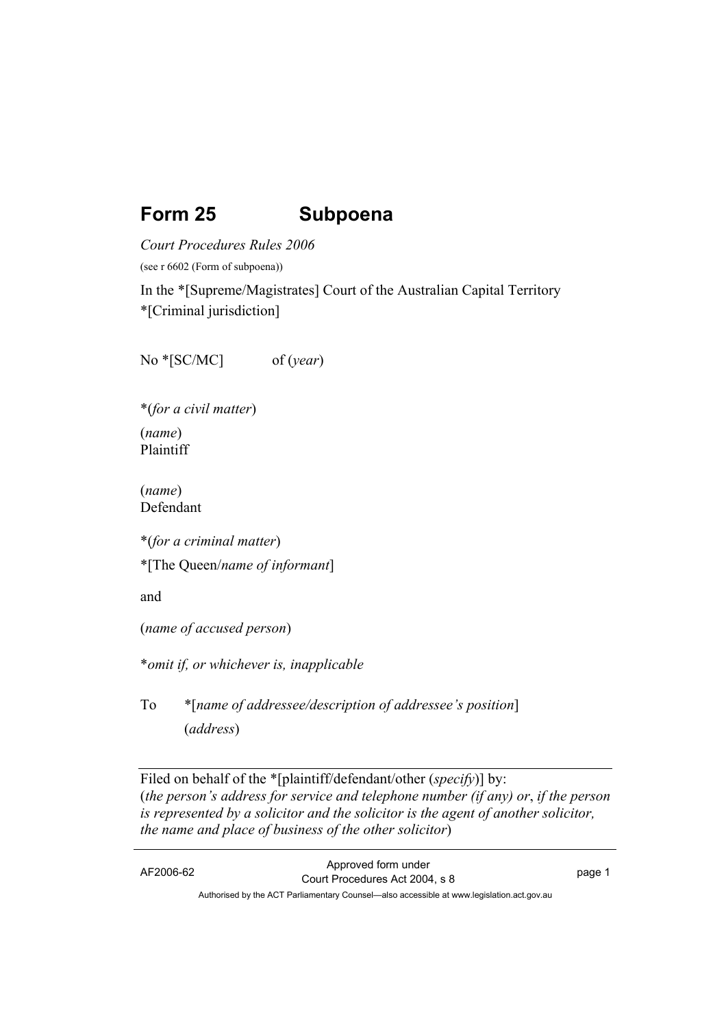# Form 25 Subpoena

*Court Procedures Rules 2006*

(see r 6602 (Form of subpoena))

In the *[Supreme/Magistrates] Court of the Australian Capital Territory
*[Criminal jurisdiction]

No *[SC/MC] of (*year*)

*(*for a civil matter*)

(*name*)
Plaintiff

(*name*)
Defendant

*(*for a criminal matter*)

*[The Queen/*name of informant*]

and

(*name of accused person*)

**omit if, or whichever is, inapplicable*

To *[*name of addressee/description of addressee's position*]
(*address*)

---

Filed on behalf of the *[plaintiff/defendant/other (*specify*)] by:
(*the person's address for service and telephone number (if any) or*, *if the person is represented by a solicitor and the solicitor is the agent of another solicitor, the name and place of business of the other solicitor*)

---

AF2006-62 Approved form under Court Procedures Act 2004, s 8

Authorised by the ACT Parliamentary Counsel—also accessible at www.legislation.act.gov.au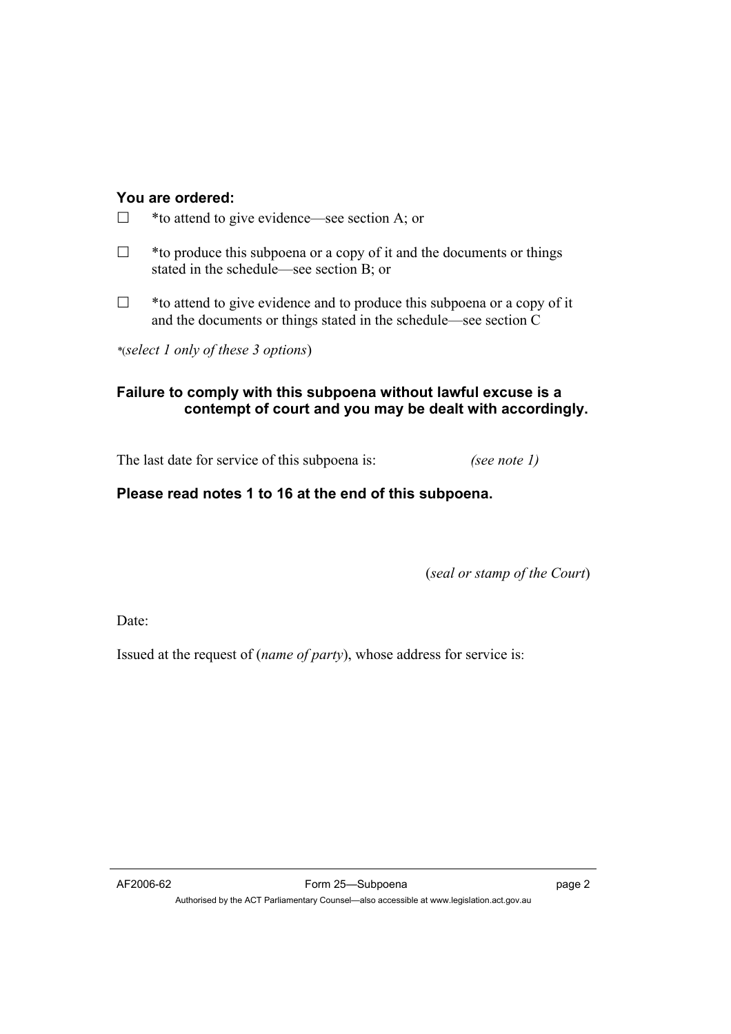**You are ordered:**

☐ *to attend to give evidence—see section A; or

☐ *to produce this subpoena or a copy of it and the documents or things stated in the schedule—see section B; or

☐ *to attend to give evidence and to produce this subpoena or a copy of it and the documents or things stated in the schedule—see section C

*(*select 1 only of these 3 options*)

**Failure to comply with this subpoena without lawful excuse is a contempt of court and you may be dealt with accordingly.**

The last date for service of this subpoena is: *(see note 1)*

**Please read notes 1 to 16 at the end of this subpoena.**

(*seal or stamp of the Court*)

Date:

Issued at the request of (*name of party*), whose address for service is: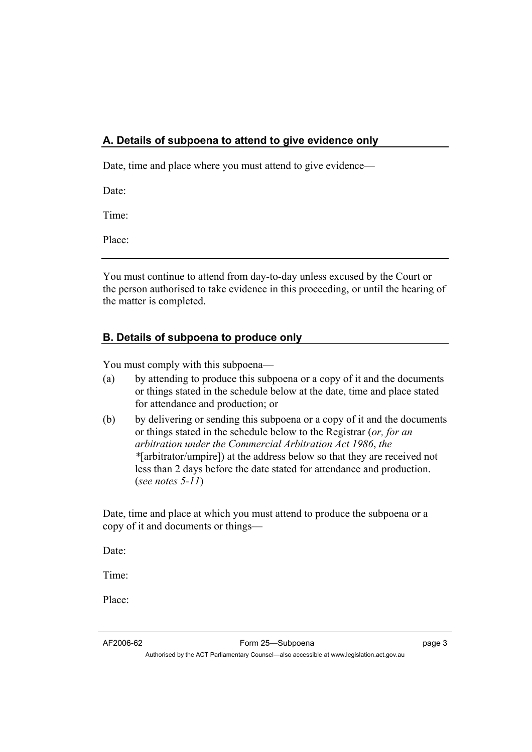## A. Details of subpoena to attend to give evidence only

Date, time and place where you must attend to give evidence—

Date:

Time:

Place:

---

You must continue to attend from day-to-day unless excused by the Court or the person authorised to take evidence in this proceeding, or until the hearing of the matter is completed.

## B. Details of subpoena to produce only

You must comply with this subpoena—

(a) by attending to produce this subpoena or a copy of it and the documents or things stated in the schedule below at the date, time and place stated for attendance and production; or

(b) by delivering or sending this subpoena or a copy of it and the documents or things stated in the schedule below to the Registrar (*or, for an arbitration under the Commercial Arbitration Act 1986*, *the* *[arbitrator/umpire]) at the address below so that they are received not less than 2 days before the date stated for attendance and production. (*see notes 5-11*)

Date, time and place at which you must attend to produce the subpoena or a copy of it and documents or things—

Date:

Time:

Place: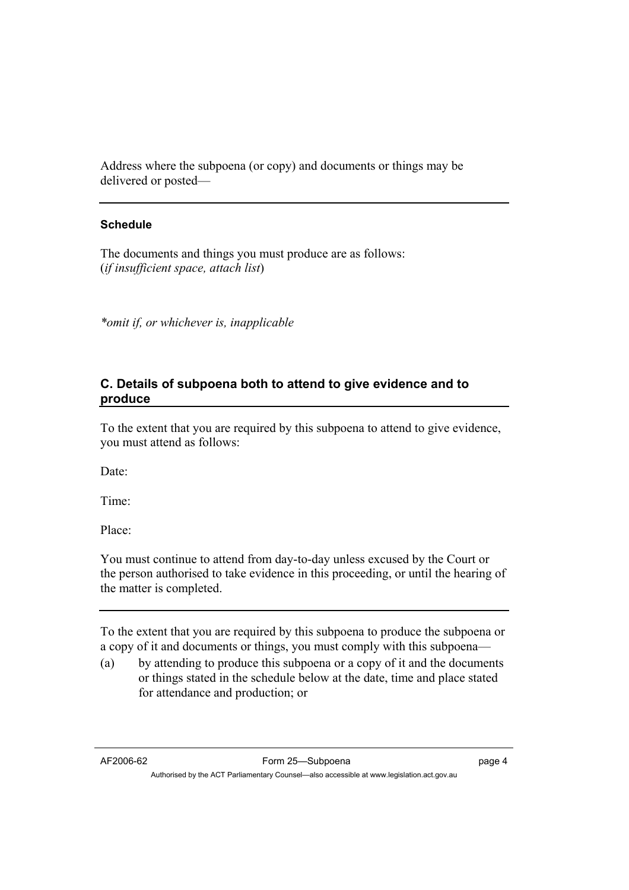Address where the subpoena (or copy) and documents or things may be delivered or posted—

---

**Schedule**

The documents and things you must produce are as follows:
(*if insufficient space, attach list*)

**omit if, or whichever is, inapplicable*

## C. Details of subpoena both to attend to give evidence and to produce

To the extent that you are required by this subpoena to attend to give evidence, you must attend as follows:

Date:

Time:

Place:

You must continue to attend from day-to-day unless excused by the Court or the person authorised to take evidence in this proceeding, or until the hearing of the matter is completed.

---

To the extent that you are required by this subpoena to produce the subpoena or a copy of it and documents or things, you must comply with this subpoena—

(a) by attending to produce this subpoena or a copy of it and the documents or things stated in the schedule below at the date, time and place stated for attendance and production; or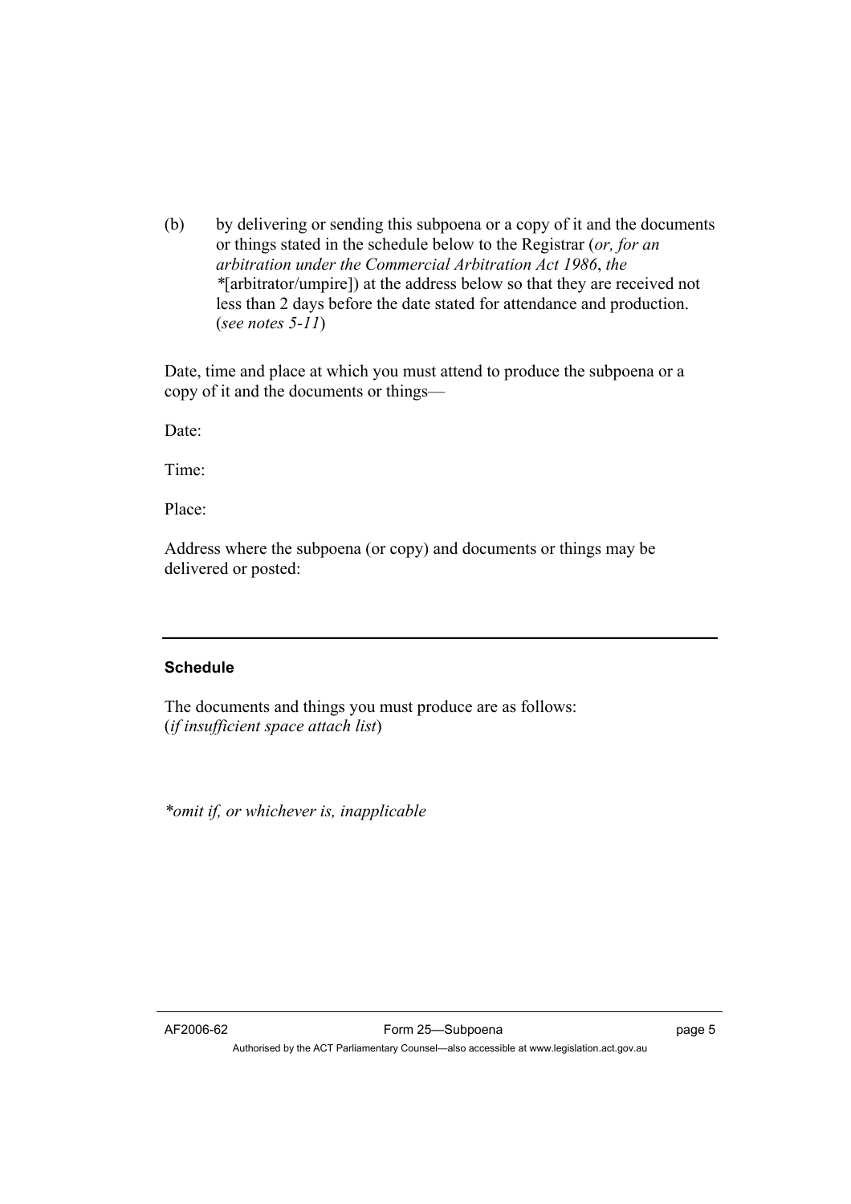(b) by delivering or sending this subpoena or a copy of it and the documents or things stated in the schedule below to the Registrar (*or, for an arbitration under the Commercial Arbitration Act 1986*, *the* *[arbitrator/umpire]) at the address below so that they are received not less than 2 days before the date stated for attendance and production. (*see notes 5-11*)

Date, time and place at which you must attend to produce the subpoena or a copy of it and the documents or things—

Date:

Time:

Place:

Address where the subpoena (or copy) and documents or things may be delivered or posted:

---

**Schedule**

The documents and things you must produce are as follows:
(*if insufficient space attach list*)

*\*omit if, or whichever is, inapplicable*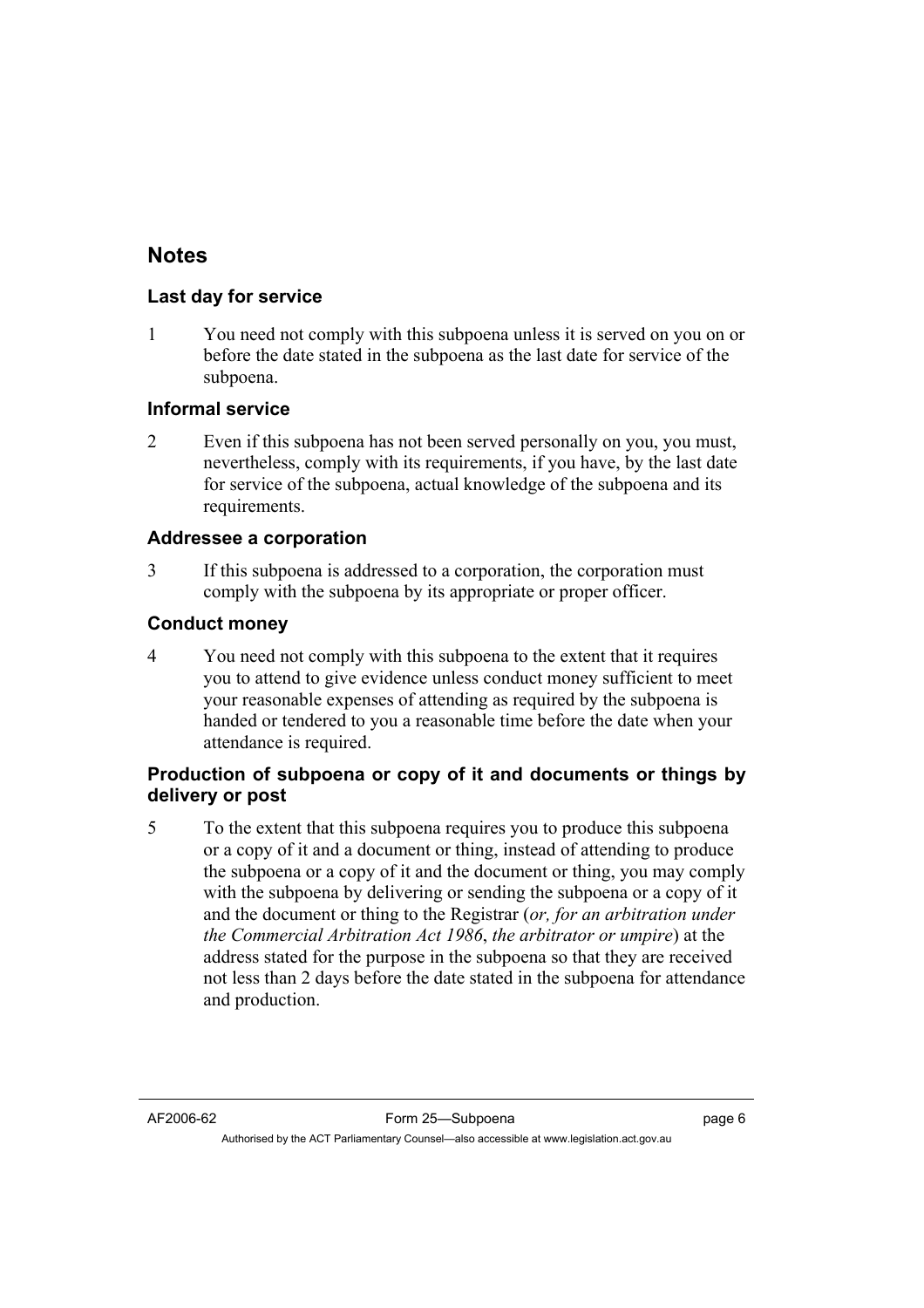## Notes

### Last day for service

1 You need not comply with this subpoena unless it is served on you on or before the date stated in the subpoena as the last date for service of the subpoena.

### Informal service

2 Even if this subpoena has not been served personally on you, you must, nevertheless, comply with its requirements, if you have, by the last date for service of the subpoena, actual knowledge of the subpoena and its requirements.

### Addressee a corporation

3 If this subpoena is addressed to a corporation, the corporation must comply with the subpoena by its appropriate or proper officer.

### Conduct money

4 You need not comply with this subpoena to the extent that it requires you to attend to give evidence unless conduct money sufficient to meet your reasonable expenses of attending as required by the subpoena is handed or tendered to you a reasonable time before the date when your attendance is required.

### Production of subpoena or copy of it and documents or things by delivery or post

5 To the extent that this subpoena requires you to produce this subpoena or a copy of it and a document or thing, instead of attending to produce the subpoena or a copy of it and the document or thing, you may comply with the subpoena by delivering or sending the subpoena or a copy of it and the document or thing to the Registrar (*or, for an arbitration under the Commercial Arbitration Act 1986*, *the arbitrator or umpire*) at the address stated for the purpose in the subpoena so that they are received not less than 2 days before the date stated in the subpoena for attendance and production.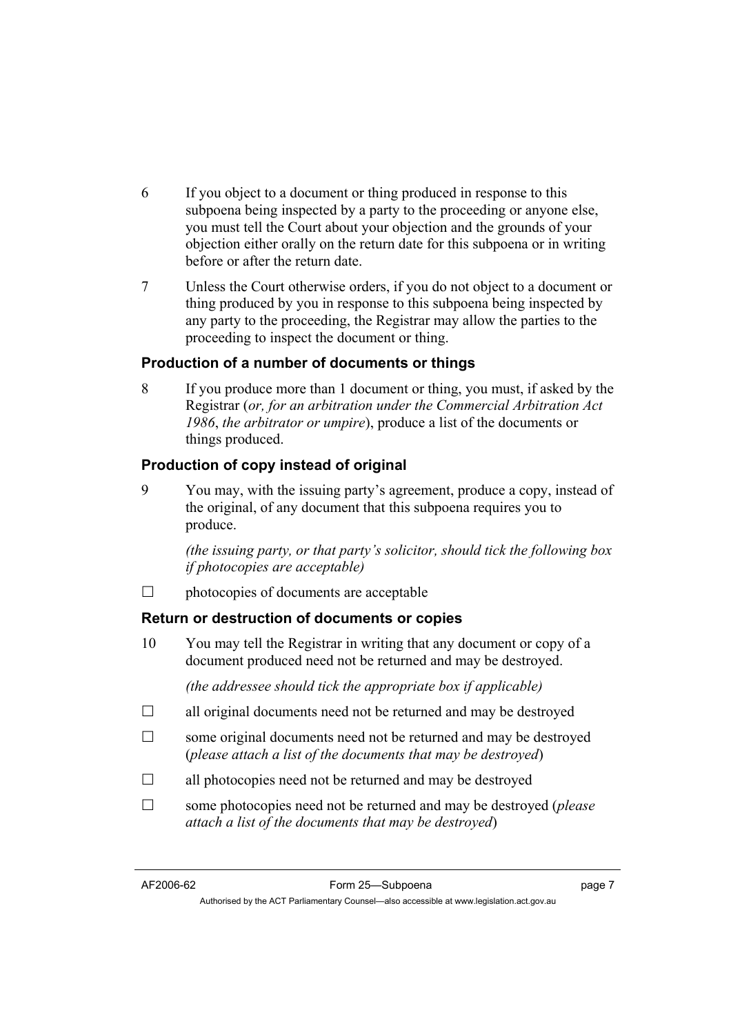6 If you object to a document or thing produced in response to this subpoena being inspected by a party to the proceeding or anyone else, you must tell the Court about your objection and the grounds of your objection either orally on the return date for this subpoena or in writing before or after the return date.

7 Unless the Court otherwise orders, if you do not object to a document or thing produced by you in response to this subpoena being inspected by any party to the proceeding, the Registrar may allow the parties to the proceeding to inspect the document or thing.

### Production of a number of documents or things

8 If you produce more than 1 document or thing, you must, if asked by the Registrar (*or, for an arbitration under the Commercial Arbitration Act 1986*, *the arbitrator or umpire*), produce a list of the documents or things produced.

### Production of copy instead of original

9 You may, with the issuing party's agreement, produce a copy, instead of the original, of any document that this subpoena requires you to produce.

*(the issuing party, or that party's solicitor, should tick the following box if photocopies are acceptable)*

☐ photocopies of documents are acceptable

### Return or destruction of documents or copies

10 You may tell the Registrar in writing that any document or copy of a document produced need not be returned and may be destroyed.

*(the addressee should tick the appropriate box if applicable)*

☐ all original documents need not be returned and may be destroyed

☐ some original documents need not be returned and may be destroyed (*please attach a list of the documents that may be destroyed*)

☐ all photocopies need not be returned and may be destroyed

☐ some photocopies need not be returned and may be destroyed (*please attach a list of the documents that may be destroyed*)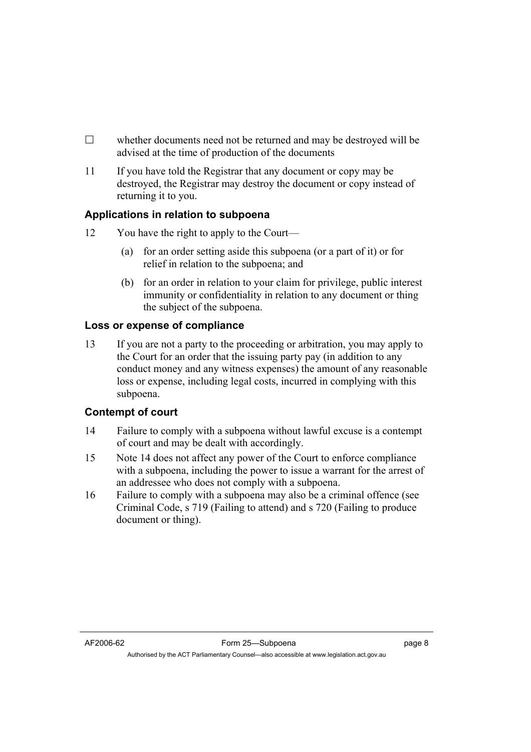☐ whether documents need not be returned and may be destroyed will be advised at the time of production of the documents

11 If you have told the Registrar that any document or copy may be destroyed, the Registrar may destroy the document or copy instead of returning it to you.

### Applications in relation to subpoena

12 You have the right to apply to the Court—

(a) for an order setting aside this subpoena (or a part of it) or for relief in relation to the subpoena; and

(b) for an order in relation to your claim for privilege, public interest immunity or confidentiality in relation to any document or thing the subject of the subpoena.

### Loss or expense of compliance

13 If you are not a party to the proceeding or arbitration, you may apply to the Court for an order that the issuing party pay (in addition to any conduct money and any witness expenses) the amount of any reasonable loss or expense, including legal costs, incurred in complying with this subpoena.

### Contempt of court

14 Failure to comply with a subpoena without lawful excuse is a contempt of court and may be dealt with accordingly.

15 Note 14 does not affect any power of the Court to enforce compliance with a subpoena, including the power to issue a warrant for the arrest of an addressee who does not comply with a subpoena.

16 Failure to comply with a subpoena may also be a criminal offence (see Criminal Code, s 719 (Failing to attend) and s 720 (Failing to produce document or thing).